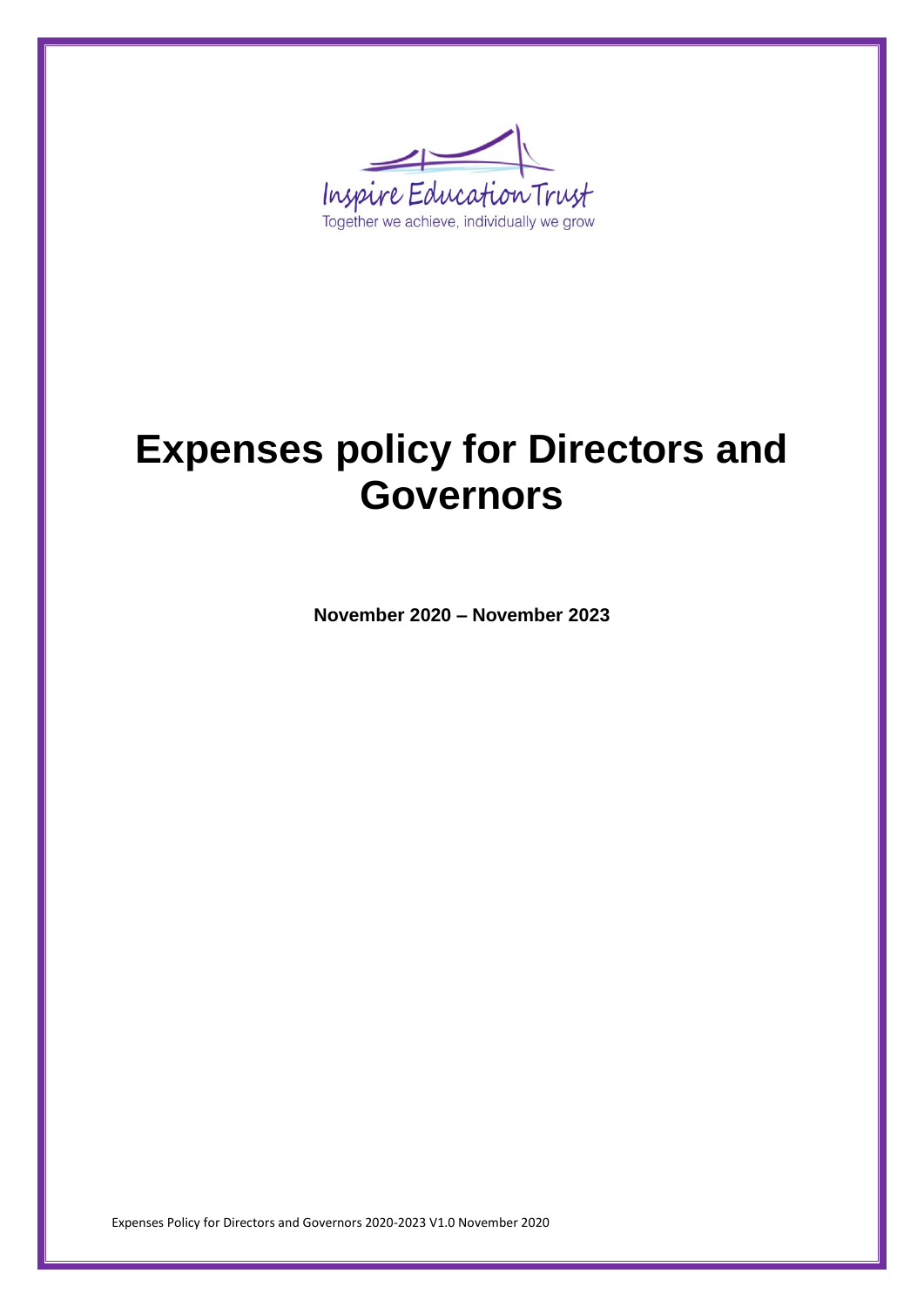Inspire Education Trust

Together we achieve, individually we grow

# Expenses policy for Directors and Governors

**November 2020 – November 2023**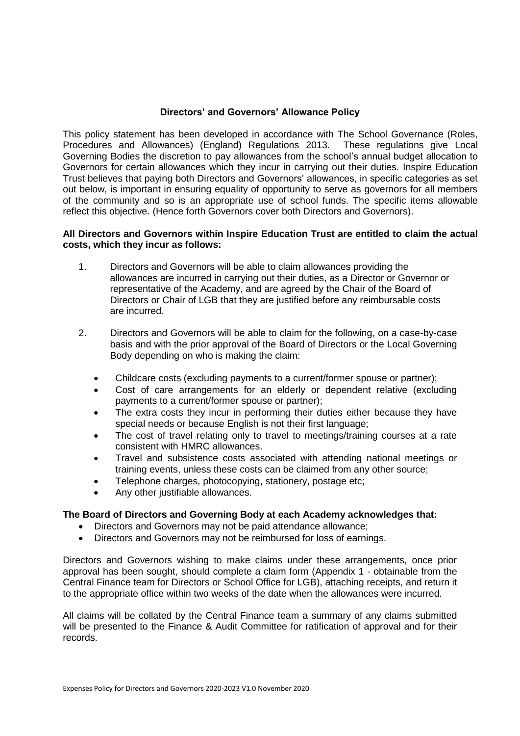**Directors' and Governors' Allowance Policy**

This policy statement has been developed in accordance with The School Governance (Roles, Procedures and Allowances) (England) Regulations 2013. These regulations give Local Governing Bodies the discretion to pay allowances from the school's annual budget allocation to Governors for certain allowances which they incur in carrying out their duties. Inspire Education Trust believes that paying both Directors and Governors' allowances, in specific categories as set out below, is important in ensuring equality of opportunity to serve as governors for all members of the community and so is an appropriate use of school funds. The specific items allowable reflect this objective. (Hence forth Governors cover both Directors and Governors).

**All Directors and Governors within Inspire Education Trust are entitled to claim the actual costs, which they incur as follows:**

1. Directors and Governors will be able to claim allowances providing the allowances are incurred in carrying out their duties, as a Director or Governor or representative of the Academy, and are agreed by the Chair of the Board of Directors or Chair of LGB that they are justified before any reimbursable costs are incurred.

2. Directors and Governors will be able to claim for the following, on a case-by-case basis and with the prior approval of the Board of Directors or the Local Governing Body depending on who is making the claim:
   - Childcare costs (excluding payments to a current/former spouse or partner);
   - Cost of care arrangements for an elderly or dependent relative (excluding payments to a current/former spouse or partner);
   - The extra costs they incur in performing their duties either because they have special needs or because English is not their first language;
   - The cost of travel relating only to travel to meetings/training courses at a rate consistent with HMRC allowances.
   - Travel and subsistence costs associated with attending national meetings or training events, unless these costs can be claimed from any other source;
   - Telephone charges, photocopying, stationery, postage etc;
   - Any other justifiable allowances.

**The Board of Directors and Governing Body at each Academy acknowledges that:**

- Directors and Governors may not be paid attendance allowance;
- Directors and Governors may not be reimbursed for loss of earnings.

Directors and Governors wishing to make claims under these arrangements, once prior approval has been sought, should complete a claim form (Appendix 1 - obtainable from the Central Finance team for Directors or School Office for LGB), attaching receipts, and return it to the appropriate office within two weeks of the date when the allowances were incurred.

All claims will be collated by the Central Finance team a summary of any claims submitted will be presented to the Finance & Audit Committee for ratification of approval and for their records.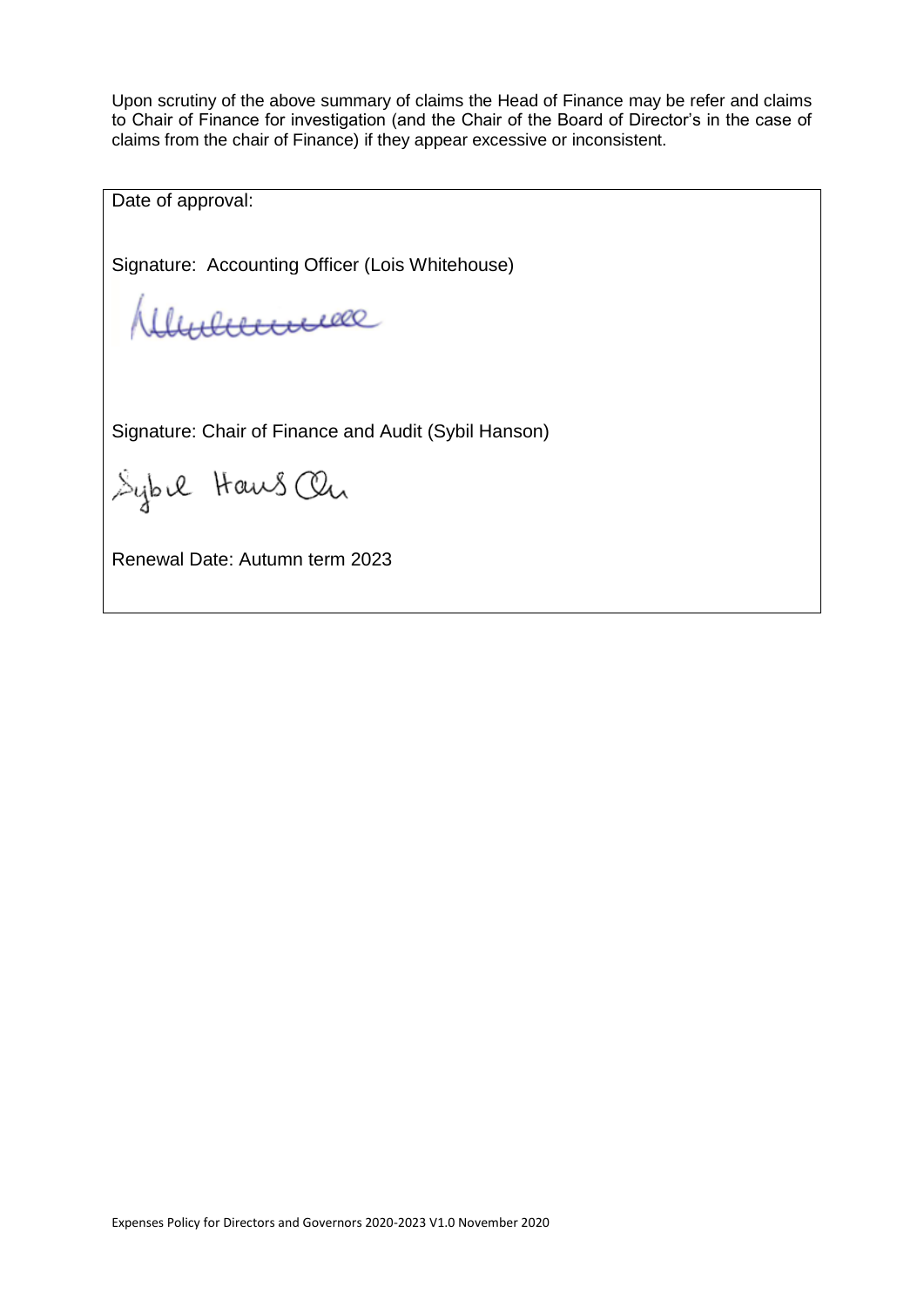Upon scrutiny of the above summary of claims the Head of Finance may be refer and claims to Chair of Finance for investigation (and the Chair of the Board of Director's in the case of claims from the chair of Finance) if they appear excessive or inconsistent.

Date of approval:

Signature: Accounting Officer (Lois Whitehouse)

Signature: Chair of Finance and Audit (Sybil Hanson)

Renewal Date: Autumn term 2023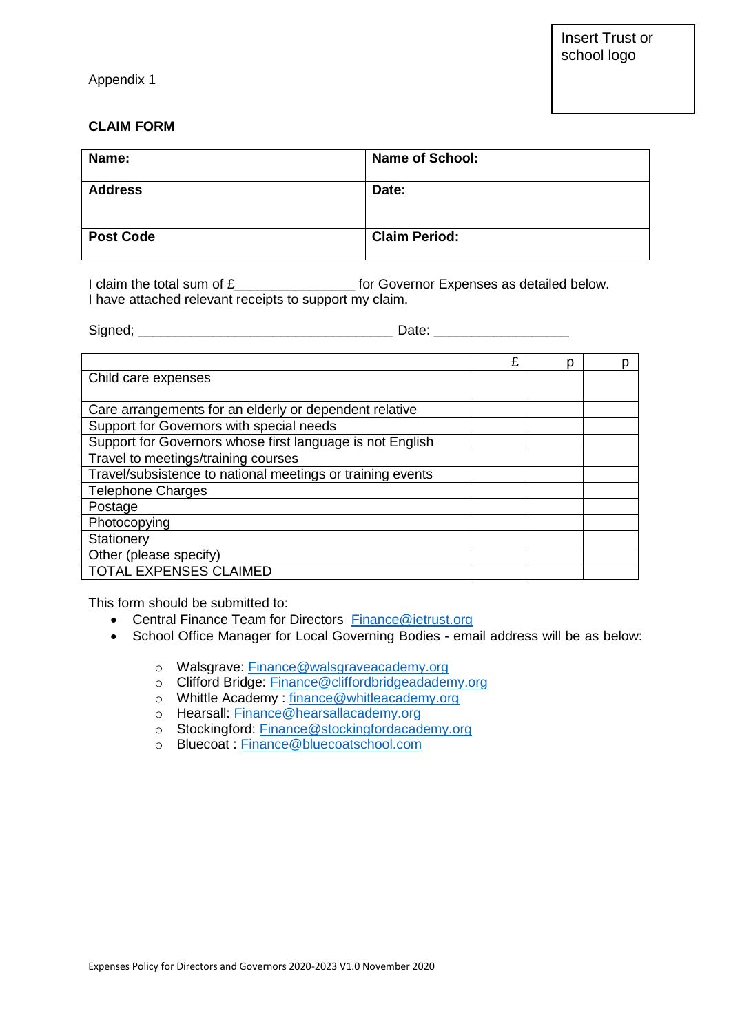Insert Trust or school logo

Appendix 1

**CLAIM FORM**

| | |
|---|---|
| **Name:** | **Name of School:** |
| **Address** | **Date:** |
| **Post Code** | **Claim Period:** |

I claim the total sum of £________________ for Governor Expenses as detailed below.
I have attached relevant receipts to support my claim.

Signed; __________________________________ Date: __________________

| | £ | p | p |
|---|---|---|---|
| Child care expenses | | | |
| Care arrangements for an elderly or dependent relative | | | |
| Support for Governors with special needs | | | |
| Support for Governors whose first language is not English | | | |
| Travel to meetings/training courses | | | |
| Travel/subsistence to national meetings or training events | | | |
| Telephone Charges | | | |
| Postage | | | |
| Photocopying | | | |
| Stationery | | | |
| Other (please specify) | | | |
| TOTAL EXPENSES CLAIMED | | | |

This form should be submitted to:

- Central Finance Team for Directors Finance@ietrust.org
- School Office Manager for Local Governing Bodies - email address will be as below:
  - Walsgrave: Finance@walsgraveacademy.org
  - Clifford Bridge: Finance@cliffordbridgeadademy.org
  - Whittle Academy : finance@whitleacademy.org
  - Hearsall: Finance@hearsallacademy.org
  - Stockingford: Finance@stockingfordacademy.org
  - Bluecoat : Finance@bluecoatschool.com